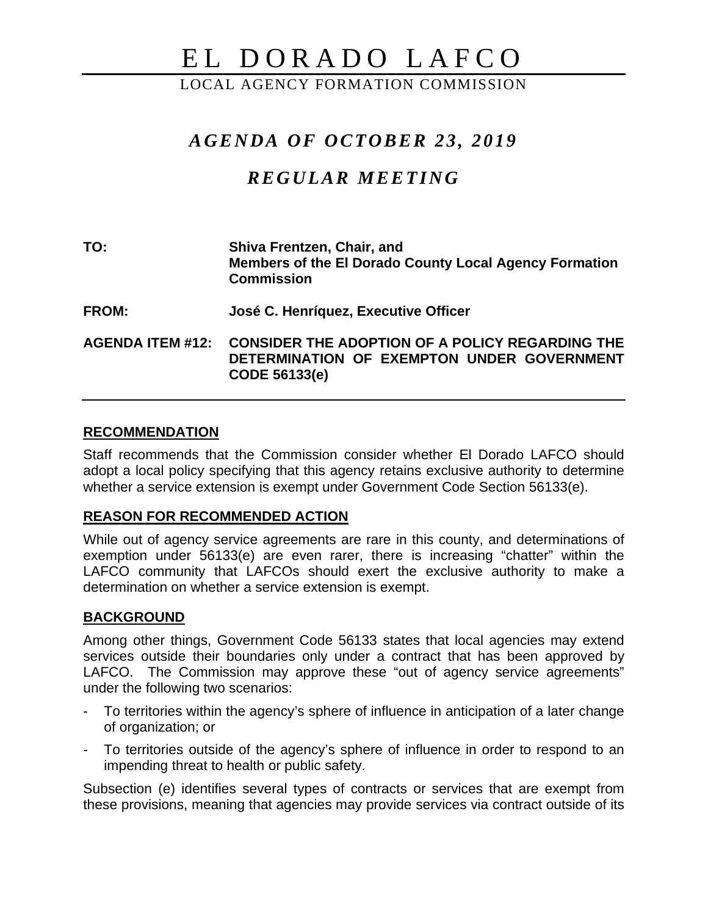# EL DORADO LAFCO

LOCAL AGENCY FORMATION COMMISSION

## *AGENDA OF OCTOBER 23, 2019*

## *REGULAR MEETING*

**TO:** **Shiva Frentzen, Chair, and Members of the El Dorado County Local Agency Formation Commission**

**FROM:** **José C. Henríquez, Executive Officer**

**AGENDA ITEM #12:** **CONSIDER THE ADOPTION OF A POLICY REGARDING THE DETERMINATION OF EXEMPTON UNDER GOVERNMENT CODE 56133(e)**

---

### RECOMMENDATION

Staff recommends that the Commission consider whether El Dorado LAFCO should adopt a local policy specifying that this agency retains exclusive authority to determine whether a service extension is exempt under Government Code Section 56133(e).

### REASON FOR RECOMMENDED ACTION

While out of agency service agreements are rare in this county, and determinations of exemption under 56133(e) are even rarer, there is increasing "chatter" within the LAFCO community that LAFCOs should exert the exclusive authority to make a determination on whether a service extension is exempt.

### BACKGROUND

Among other things, Government Code 56133 states that local agencies may extend services outside their boundaries only under a contract that has been approved by LAFCO. The Commission may approve these "out of agency service agreements" under the following two scenarios:

- To territories within the agency's sphere of influence in anticipation of a later change of organization; or
- To territories outside of the agency's sphere of influence in order to respond to an impending threat to health or public safety.

Subsection (e) identifies several types of contracts or services that are exempt from these provisions, meaning that agencies may provide services via contract outside of its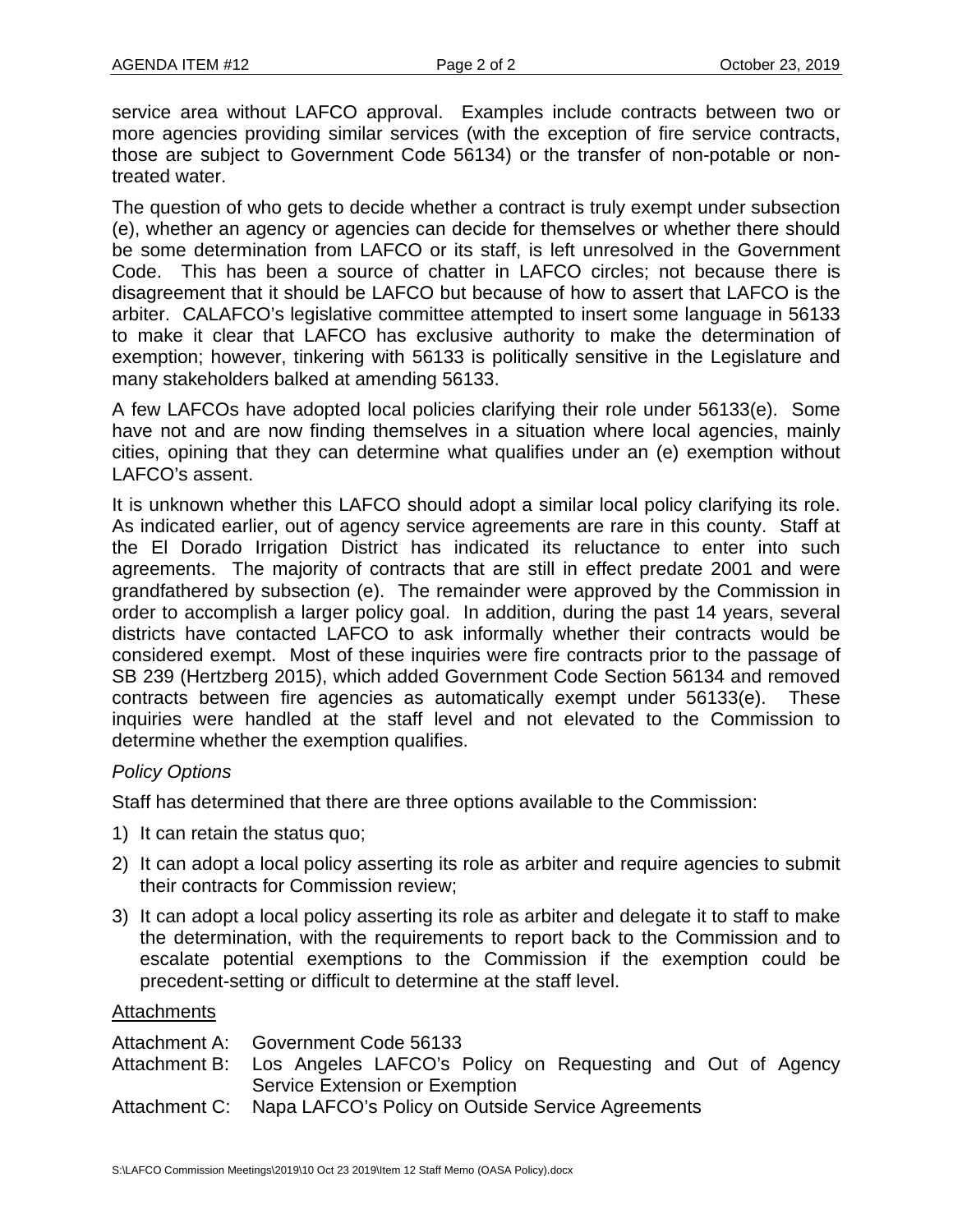service area without LAFCO approval. Examples include contracts between two or more agencies providing similar services (with the exception of fire service contracts, those are subject to Government Code 56134) or the transfer of non-potable or non-treated water.

The question of who gets to decide whether a contract is truly exempt under subsection (e), whether an agency or agencies can decide for themselves or whether there should be some determination from LAFCO or its staff, is left unresolved in the Government Code. This has been a source of chatter in LAFCO circles; not because there is disagreement that it should be LAFCO but because of how to assert that LAFCO is the arbiter. CALAFCO's legislative committee attempted to insert some language in 56133 to make it clear that LAFCO has exclusive authority to make the determination of exemption; however, tinkering with 56133 is politically sensitive in the Legislature and many stakeholders balked at amending 56133.

A few LAFCOs have adopted local policies clarifying their role under 56133(e). Some have not and are now finding themselves in a situation where local agencies, mainly cities, opining that they can determine what qualifies under an (e) exemption without LAFCO's assent.

It is unknown whether this LAFCO should adopt a similar local policy clarifying its role. As indicated earlier, out of agency service agreements are rare in this county. Staff at the El Dorado Irrigation District has indicated its reluctance to enter into such agreements. The majority of contracts that are still in effect predate 2001 and were grandfathered by subsection (e). The remainder were approved by the Commission in order to accomplish a larger policy goal. In addition, during the past 14 years, several districts have contacted LAFCO to ask informally whether their contracts would be considered exempt. Most of these inquiries were fire contracts prior to the passage of SB 239 (Hertzberg 2015), which added Government Code Section 56134 and removed contracts between fire agencies as automatically exempt under 56133(e). These inquiries were handled at the staff level and not elevated to the Commission to determine whether the exemption qualifies.

*Policy Options*

Staff has determined that there are three options available to the Commission:

1) It can retain the status quo;
2) It can adopt a local policy asserting its role as arbiter and require agencies to submit their contracts for Commission review;
3) It can adopt a local policy asserting its role as arbiter and delegate it to staff to make the determination, with the requirements to report back to the Commission and to escalate potential exemptions to the Commission if the exemption could be precedent-setting or difficult to determine at the staff level.

Attachments

Attachment A: Government Code 56133
Attachment B: Los Angeles LAFCO's Policy on Requesting and Out of Agency Service Extension or Exemption
Attachment C: Napa LAFCO's Policy on Outside Service Agreements

S:\LAFCO Commission Meetings\2019\10 Oct 23 2019\Item 12 Staff Memo (OASA Policy).docx